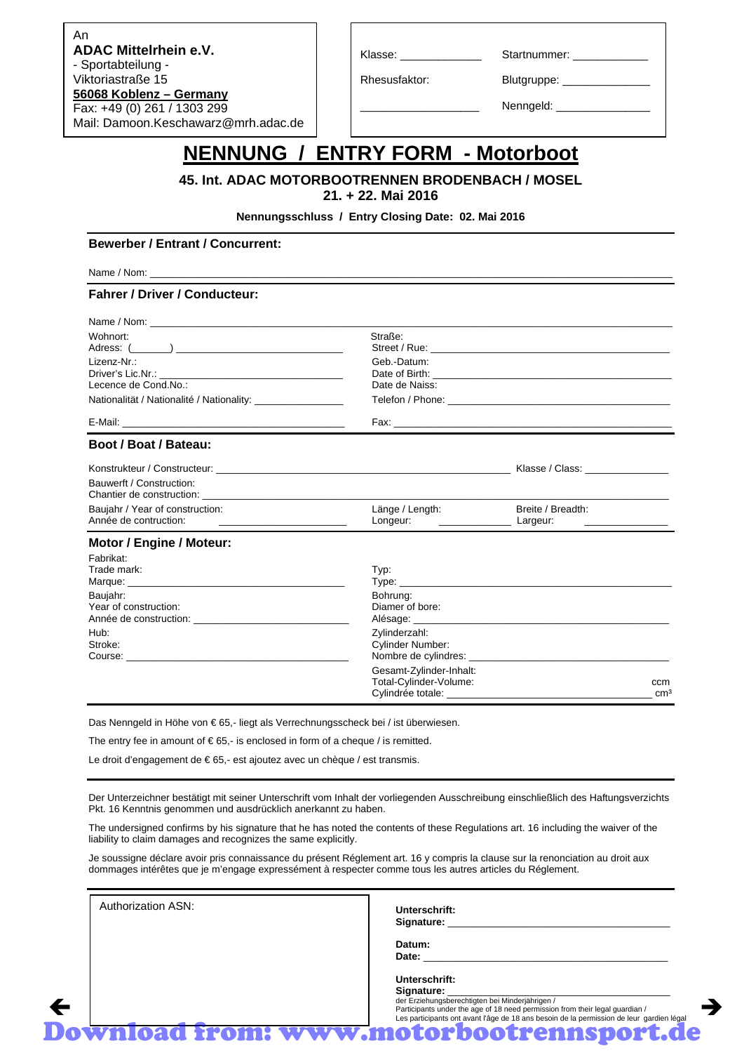An
**ADAC Mittelrhein e.V.**
- Sportabteilung -
Viktoriastraße 15
**56068 Koblenz – Germany**
Fax: +49 (0) 261 / 1303 299
Mail: Damoon.Keschawarz@mrh.adac.de

| | |
|---|---|
| Klasse: _____________ | Startnummer: ____________ |
| Rhesusfaktor: | Blutgruppe: ______________ |
| __________________ | Nenngeld: _______________ |

# NENNUNG / ENTRY FORM - Motorboot

**45. Int. ADAC MOTORBOOTRENNEN BRODENBACH / MOSEL**
**21. + 22. Mai 2016**

**Nennungsschluss / Entry Closing Date: 02. Mai 2016**

## Bewerber / Entrant / Concurrent:

Name / Nom: ______________________________________________

## Fahrer / Driver / Conducteur:

Name / Nom: ______________________________________________

Wohnort:
Adress: (______) ______________________________

Straße:
Street / Rue: ______________________________

Lizenz-Nr.:
Driver's Lic.Nr.: ______________________________
Lecence de Cond.No.:

Geb.-Datum:
Date of Birth: ______________________________
Date de Naiss:

Nationalität / Nationalité / Nationality: _______________

Telefon / Phone: ______________________________

E-Mail: ______________________________

Fax: ______________________________

## Boot / Boat / Bateau:

Konstrukteur / Constructeur: ______________________________ Klasse / Class: ______________

Bauwerft / Construction:
Chantier de construction: ______________________________

Baujahr / Year of construction:
Année de contruction: ______________________

Länge / Length:
Longeur: ____________

Breite / Breadth:
Largeur: ______________

## Motor / Engine / Moteur:

Fabrikat:
Trade mark:
Marque: ______________________________

Typ:
Type: ______________________________

Baujahr:
Year of construction:
Année de construction: ______________________________

Bohrung:
Diamer of bore:
Alésage: ______________________________

Hub:
Stroke:
Course: ______________________________

Zylinderzahl:
Cylinder Number:
Nombre de cylindres: ______________________________

Gesamt-Zylinder-Inhalt:
Total-Cylinder-Volume: ccm
Cylindrée totale: ______________________________ cm³

Das Nenngeld in Höhe von € 65,- liegt als Verrechnungsscheck bei / ist überwiesen.

The entry fee in amount of € 65,- is enclosed in form of a cheque / is remitted.

Le droit d'engagement de € 65,- est ajoutez avec un chèque / est transmis.

Der Unterzeichner bestätigt mit seiner Unterschrift vom Inhalt der vorliegenden Ausschreibung einschließlich des Haftungsverzichts Pkt. 16 Kenntnis genommen und ausdrücklich anerkannt zu haben.

The undersigned confirms by his signature that he has noted the contents of these Regulations art. 16 including the waiver of the liability to claim damages and recognizes the same explicitly.

Je soussigne déclare avoir pris connaissance du présent Réglement art. 16 y compris la clause sur la renonciation au droit aux dommages intérêtes que je m'engage expressément à respecter comme tous les autres articles du Réglement.

Authorization ASN:

**Unterschrift:**
**Signature:** ______________________________

**Datum:**
**Date:** ______________________________

**Unterschrift:**
**Signature:** ______________________________
der Erziehungsberechtigten bei Minderjährigen /
Participants under the age of 18 need permission from their legal guardian /
Les participants ont avant l'âge de 18 ans besoin de la permission de leur gardien légal

Download from: www.motorbootrennsport.de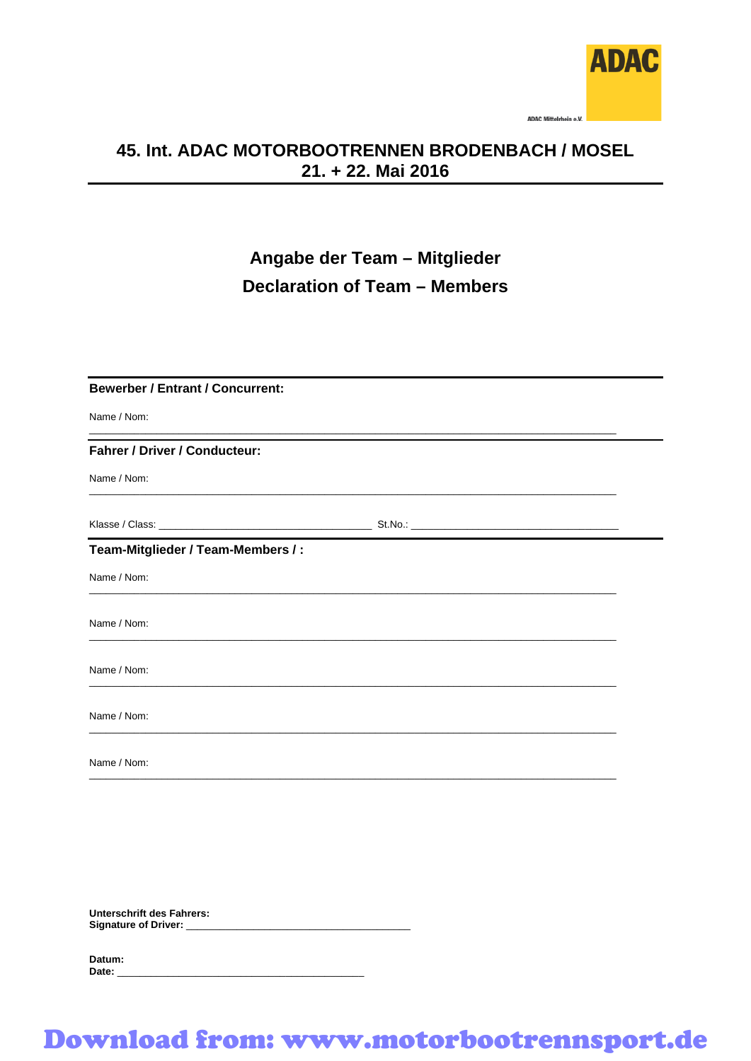ADAC

ADAC Mittelrhein e.V.

# 45. Int. ADAC MOTORBOOTRENNEN BRODENBACH / MOSEL
# 21. + 22. Mai 2016

## Angabe der Team – Mitglieder
## Declaration of Team – Members

**Bewerber / Entrant / Concurrent:**

Name / Nom:

______________________________________________________________________________

**Fahrer / Driver / Conducteur:**

Name / Nom:

______________________________________________________________________________

Klasse / Class: ____________________________________ St.No.: ____________________________________

**Team-Mitglieder / Team-Members / :**

Name / Nom:

______________________________________________________________________________

Name / Nom:

______________________________________________________________________________

Name / Nom:

______________________________________________________________________________

Name / Nom:

______________________________________________________________________________

Name / Nom:

______________________________________________________________________________

**Unterschrift des Fahrers:**
**Signature of Driver:** ______________________________________

**Datum:**
**Date:** __________________________________________

Download from: www.motorbootrennsport.de